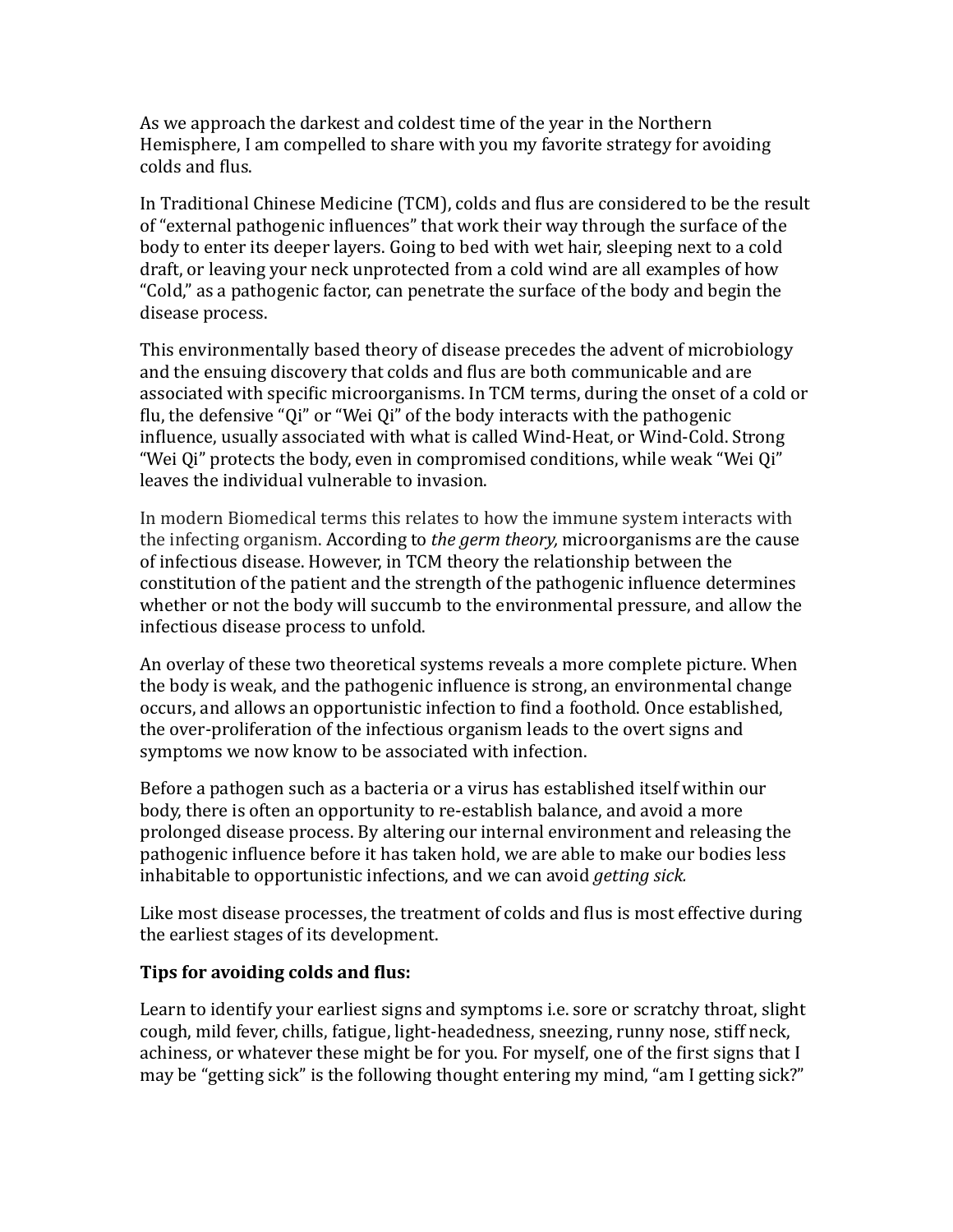As we approach the darkest and coldest time of the year in the Northern Hemisphere, I am compelled to share with you my favorite strategy for avoiding colds and flus.

In Traditional Chinese Medicine (TCM), colds and flus are considered to be the result of "external pathogenic influences" that work their way through the surface of the body to enter its deeper layers. Going to bed with wet hair, sleeping next to a cold draft, or leaving your neck unprotected from a cold wind are all examples of how "Cold," as a pathogenic factor, can penetrate the surface of the body and begin the disease process.

This environmentally based theory of disease precedes the advent of microbiology and the ensuing discovery that colds and flus are both communicable and are associated with specific microorganisms. In TCM terms, during the onset of a cold or flu, the defensive "Qi" or "Wei Qi" of the body interacts with the pathogenic influence, usually associated with what is called Wind-Heat, or Wind-Cold. Strong "Wei Qi" protects the body, even in compromised conditions, while weak "Wei Qi" leaves the individual vulnerable to invasion.

In modern Biomedical terms this relates to how the immune system interacts with the infecting organism. According to *the germ theory,* microorganisms are the cause of infectious disease. However, in TCM theory the relationship between the constitution of the patient and the strength of the pathogenic influence determines whether or not the body will succumb to the environmental pressure, and allow the infectious disease process to unfold.

An overlay of these two theoretical systems reveals a more complete picture. When the body is weak, and the pathogenic influence is strong, an environmental change occurs, and allows an opportunistic infection to find a foothold. Once established, the over-proliferation of the infectious organism leads to the overt signs and symptoms we now know to be associated with infection.

Before a pathogen such as a bacteria or a virus has established itself within our body, there is often an opportunity to re-establish balance, and avoid a more prolonged disease process. By altering our internal environment and releasing the pathogenic influence before it has taken hold, we are able to make our bodies less inhabitable to opportunistic infections, and we can avoid *getting sick.*

Like most disease processes, the treatment of colds and flus is most effective during the earliest stages of its development.

**Tips for avoiding colds and flus:**

Learn to identify your earliest signs and symptoms i.e. sore or scratchy throat, slight cough, mild fever, chills, fatigue, light-headedness, sneezing, runny nose, stiff neck, achiness, or whatever these might be for you. For myself, one of the first signs that I may be "getting sick" is the following thought entering my mind, "am I getting sick?"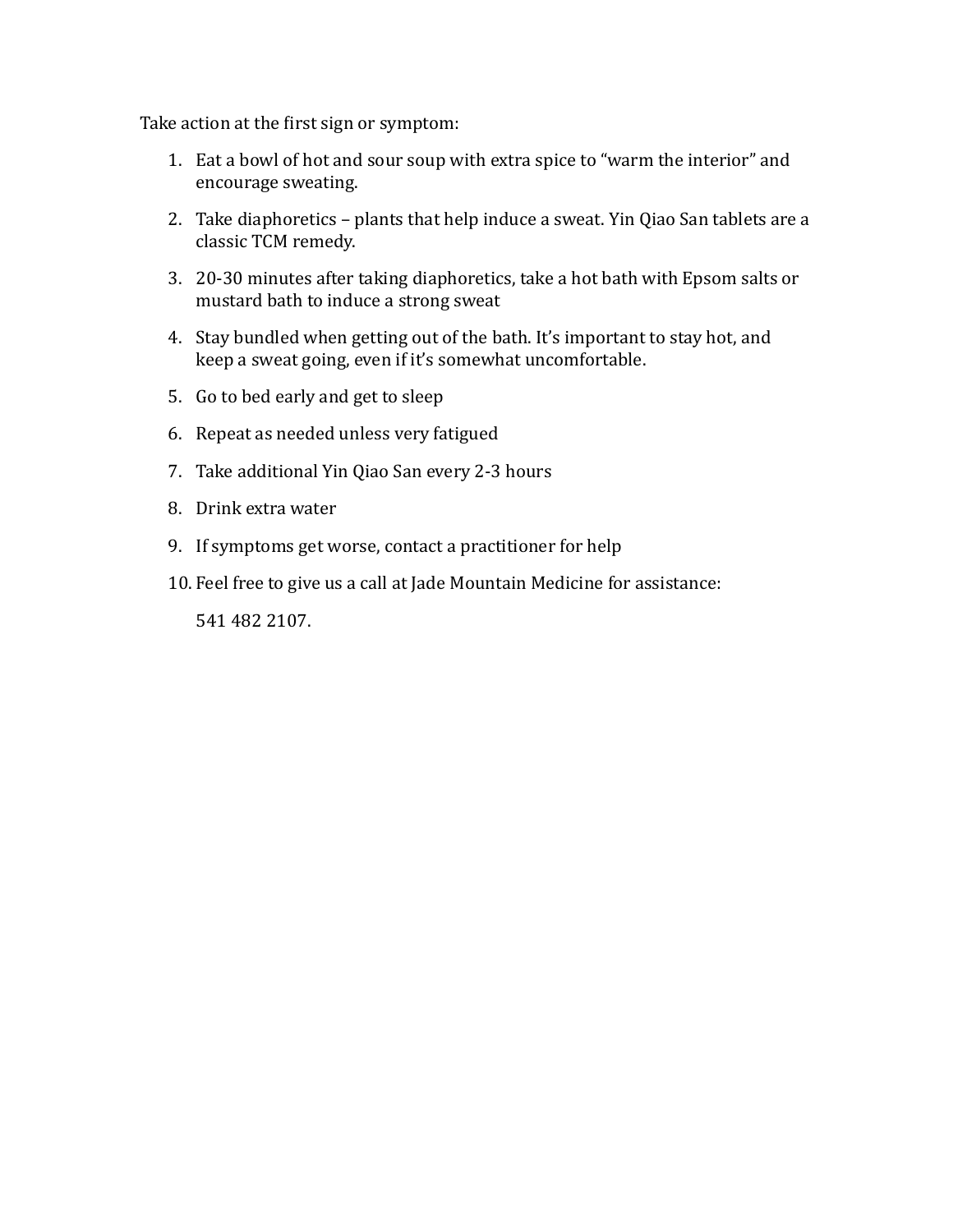Take action at the first sign or symptom:

1. Eat a bowl of hot and sour soup with extra spice to "warm the interior" and encourage sweating.
2. Take diaphoretics – plants that help induce a sweat. Yin Qiao San tablets are a classic TCM remedy.
3. 20-30 minutes after taking diaphoretics, take a hot bath with Epsom salts or mustard bath to induce a strong sweat
4. Stay bundled when getting out of the bath. It's important to stay hot, and keep a sweat going, even if it's somewhat uncomfortable.
5. Go to bed early and get to sleep
6. Repeat as needed unless very fatigued
7. Take additional Yin Qiao San every 2-3 hours
8. Drink extra water
9. If symptoms get worse, contact a practitioner for help
10. Feel free to give us a call at Jade Mountain Medicine for assistance:

    541 482 2107.